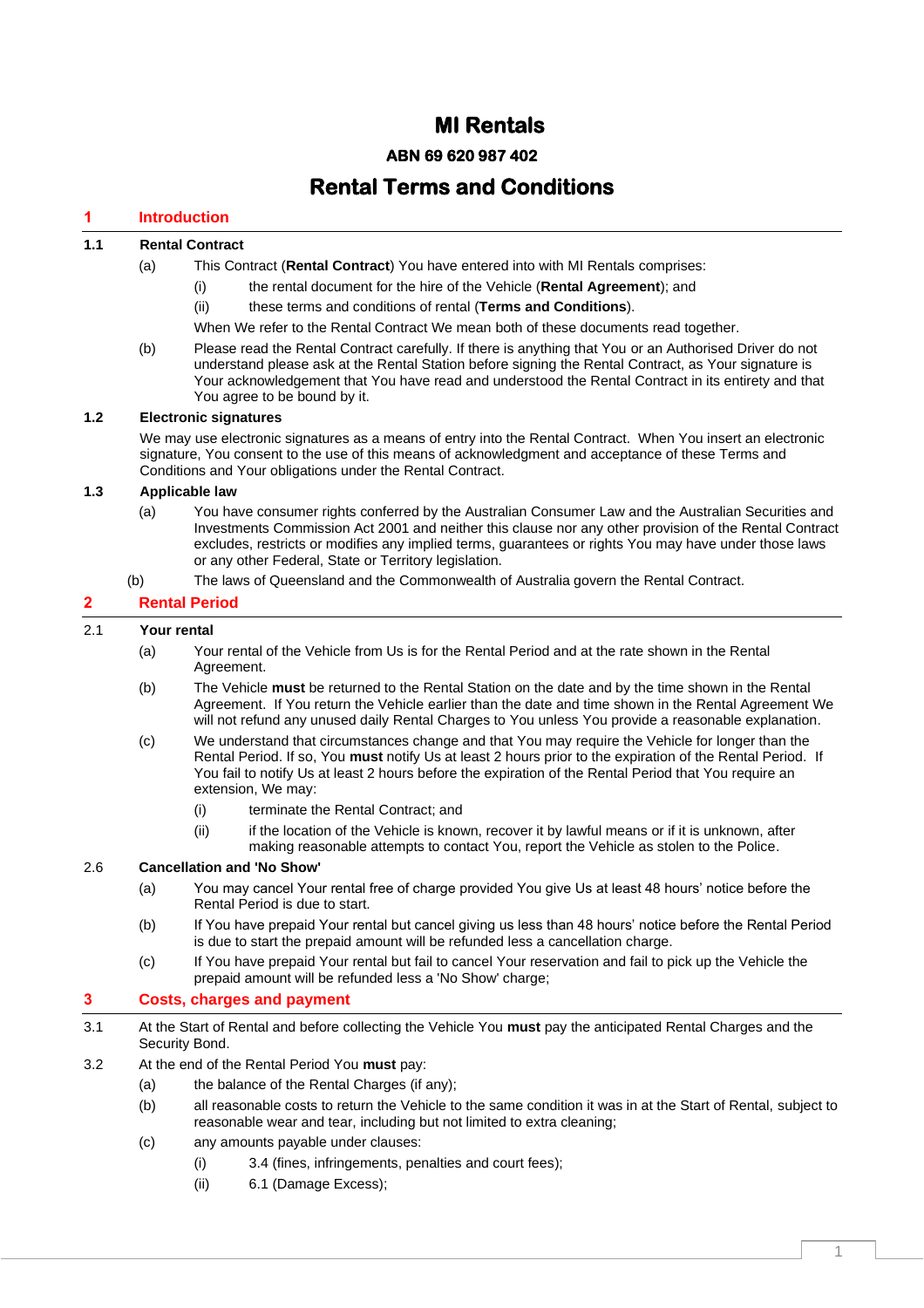# MI Rentals

**ABN 69 620 987 402**

# Rental Terms and Conditions

## 1 Introduction

### 1.1 Rental Contract

(a) This Contract (**Rental Contract**) You have entered into with MI Rentals comprises:

(i) the rental document for the hire of the Vehicle (**Rental Agreement**); and

(ii) these terms and conditions of rental (**Terms and Conditions**).

When We refer to the Rental Contract We mean both of these documents read together.

(b) Please read the Rental Contract carefully. If there is anything that You or an Authorised Driver do not understand please ask at the Rental Station before signing the Rental Contract, as Your signature is Your acknowledgement that You have read and understood the Rental Contract in its entirety and that You agree to be bound by it.

### 1.2 Electronic signatures

We may use electronic signatures as a means of entry into the Rental Contract. When You insert an electronic signature, You consent to the use of this means of acknowledgment and acceptance of these Terms and Conditions and Your obligations under the Rental Contract.

### 1.3 Applicable law

(a) You have consumer rights conferred by the Australian Consumer Law and the Australian Securities and Investments Commission Act 2001 and neither this clause nor any other provision of the Rental Contract excludes, restricts or modifies any implied terms, guarantees or rights You may have under those laws or any other Federal, State or Territory legislation.

(b) The laws of Queensland and the Commonwealth of Australia govern the Rental Contract.

## 2 Rental Period

### 2.1 Your rental

(a) Your rental of the Vehicle from Us is for the Rental Period and at the rate shown in the Rental Agreement.

(b) The Vehicle **must** be returned to the Rental Station on the date and by the time shown in the Rental Agreement. If You return the Vehicle earlier than the date and time shown in the Rental Agreement We will not refund any unused daily Rental Charges to You unless You provide a reasonable explanation.

(c) We understand that circumstances change and that You may require the Vehicle for longer than the Rental Period. If so, You **must** notify Us at least 2 hours prior to the expiration of the Rental Period. If You fail to notify Us at least 2 hours before the expiration of the Rental Period that You require an extension, We may:

(i) terminate the Rental Contract; and

(ii) if the location of the Vehicle is known, recover it by lawful means or if it is unknown, after making reasonable attempts to contact You, report the Vehicle as stolen to the Police.

### 2.6 Cancellation and 'No Show'

(a) You may cancel Your rental free of charge provided You give Us at least 48 hours' notice before the Rental Period is due to start.

(b) If You have prepaid Your rental but cancel giving us less than 48 hours' notice before the Rental Period is due to start the prepaid amount will be refunded less a cancellation charge.

(c) If You have prepaid Your rental but fail to cancel Your reservation and fail to pick up the Vehicle the prepaid amount will be refunded less a 'No Show' charge;

## 3 Costs, charges and payment

3.1 At the Start of Rental and before collecting the Vehicle You **must** pay the anticipated Rental Charges and the Security Bond.

3.2 At the end of the Rental Period You **must** pay:

(a) the balance of the Rental Charges (if any);

(b) all reasonable costs to return the Vehicle to the same condition it was in at the Start of Rental, subject to reasonable wear and tear, including but not limited to extra cleaning;

(c) any amounts payable under clauses:

(i) 3.4 (fines, infringements, penalties and court fees);

(ii) 6.1 (Damage Excess);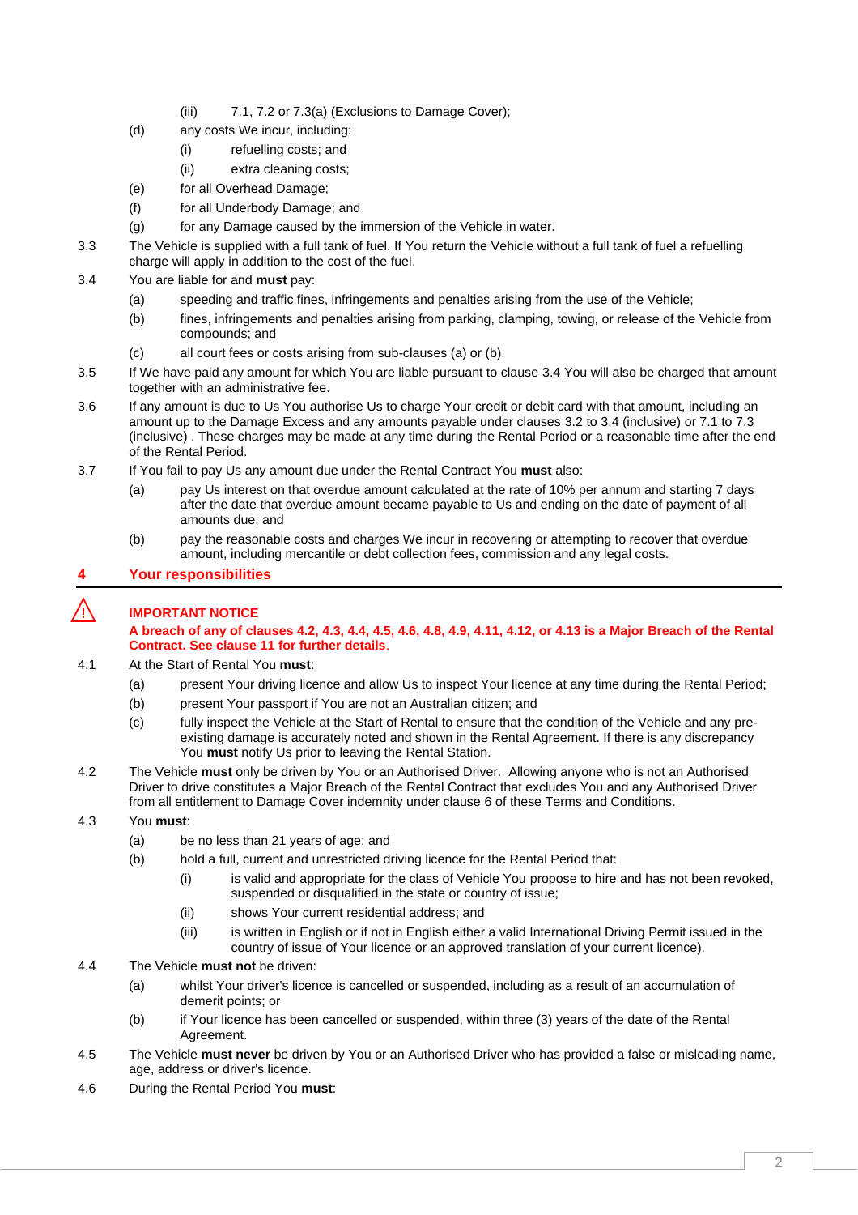(iii) 7.1, 7.2 or 7.3(a) (Exclusions to Damage Cover);

(d) any costs We incur, including:

(i) refuelling costs; and

(ii) extra cleaning costs;

(e) for all Overhead Damage;

(f) for all Underbody Damage; and

(g) for any Damage caused by the immersion of the Vehicle in water.

3.3 The Vehicle is supplied with a full tank of fuel. If You return the Vehicle without a full tank of fuel a refuelling charge will apply in addition to the cost of the fuel.

3.4 You are liable for and **must** pay:

(a) speeding and traffic fines, infringements and penalties arising from the use of the Vehicle;

(b) fines, infringements and penalties arising from parking, clamping, towing, or release of the Vehicle from compounds; and

(c) all court fees or costs arising from sub-clauses (a) or (b).

3.5 If We have paid any amount for which You are liable pursuant to clause 3.4 You will also be charged that amount together with an administrative fee.

3.6 If any amount is due to Us You authorise Us to charge Your credit or debit card with that amount, including an amount up to the Damage Excess and any amounts payable under clauses 3.2 to 3.4 (inclusive) or 7.1 to 7.3 (inclusive) . These charges may be made at any time during the Rental Period or a reasonable time after the end of the Rental Period.

3.7 If You fail to pay Us any amount due under the Rental Contract You **must** also:

(a) pay Us interest on that overdue amount calculated at the rate of 10% per annum and starting 7 days after the date that overdue amount became payable to Us and ending on the date of payment of all amounts due; and

(b) pay the reasonable costs and charges We incur in recovering or attempting to recover that overdue amount, including mercantile or debt collection fees, commission and any legal costs.

## 4 Your responsibilities

⚠ **IMPORTANT NOTICE**

**A breach of any of clauses 4.2, 4.3, 4.4, 4.5, 4.6, 4.8, 4.9, 4.11, 4.12, or 4.13 is a Major Breach of the Rental Contract. See clause 11 for further details.**

4.1 At the Start of Rental You **must**:

(a) present Your driving licence and allow Us to inspect Your licence at any time during the Rental Period;

(b) present Your passport if You are not an Australian citizen; and

(c) fully inspect the Vehicle at the Start of Rental to ensure that the condition of the Vehicle and any pre-existing damage is accurately noted and shown in the Rental Agreement. If there is any discrepancy You **must** notify Us prior to leaving the Rental Station.

4.2 The Vehicle **must** only be driven by You or an Authorised Driver. Allowing anyone who is not an Authorised Driver to drive constitutes a Major Breach of the Rental Contract that excludes You and any Authorised Driver from all entitlement to Damage Cover indemnity under clause 6 of these Terms and Conditions.

4.3 You **must**:

(a) be no less than 21 years of age; and

(b) hold a full, current and unrestricted driving licence for the Rental Period that:

(i) is valid and appropriate for the class of Vehicle You propose to hire and has not been revoked, suspended or disqualified in the state or country of issue;

(ii) shows Your current residential address; and

(iii) is written in English or if not in English either a valid International Driving Permit issued in the country of issue of Your licence or an approved translation of your current licence).

4.4 The Vehicle **must not** be driven:

(a) whilst Your driver's licence is cancelled or suspended, including as a result of an accumulation of demerit points; or

(b) if Your licence has been cancelled or suspended, within three (3) years of the date of the Rental Agreement.

4.5 The Vehicle **must never** be driven by You or an Authorised Driver who has provided a false or misleading name, age, address or driver's licence.

4.6 During the Rental Period You **must**: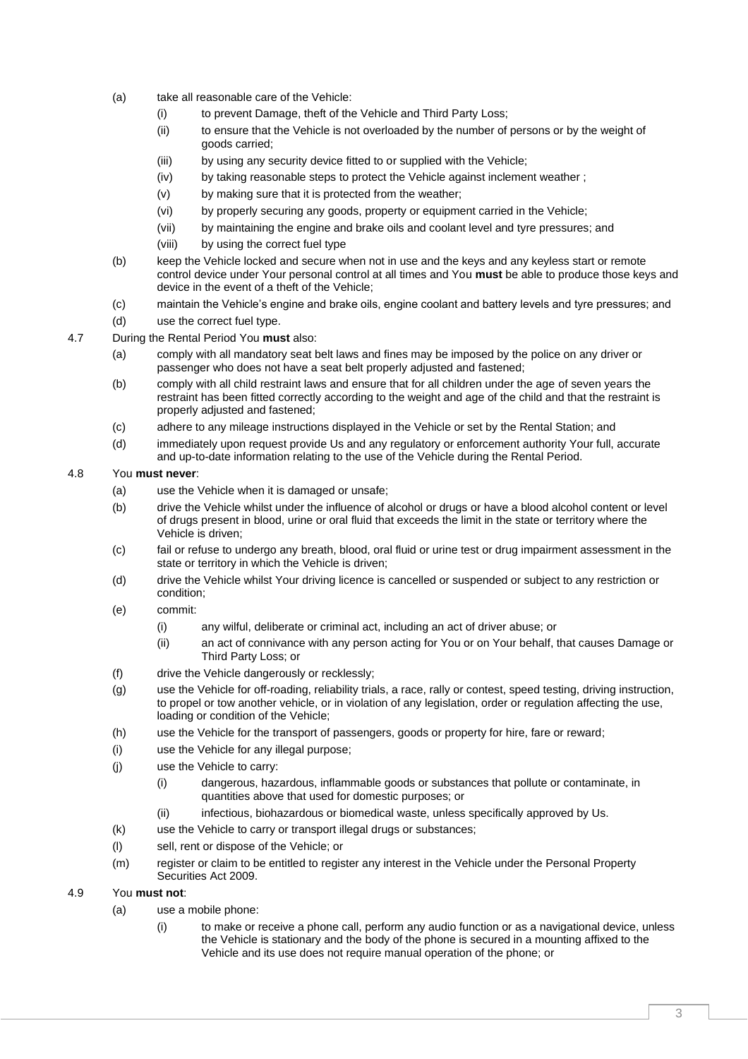(a) take all reasonable care of the Vehicle:

(i) to prevent Damage, theft of the Vehicle and Third Party Loss;

(ii) to ensure that the Vehicle is not overloaded by the number of persons or by the weight of goods carried;

(iii) by using any security device fitted to or supplied with the Vehicle;

(iv) by taking reasonable steps to protect the Vehicle against inclement weather ;

(v) by making sure that it is protected from the weather;

(vi) by properly securing any goods, property or equipment carried in the Vehicle;

(vii) by maintaining the engine and brake oils and coolant level and tyre pressures; and

(viii) by using the correct fuel type

(b) keep the Vehicle locked and secure when not in use and the keys and any keyless start or remote control device under Your personal control at all times and You **must** be able to produce those keys and device in the event of a theft of the Vehicle;

(c) maintain the Vehicle's engine and brake oils, engine coolant and battery levels and tyre pressures; and

(d) use the correct fuel type.

4.7 During the Rental Period You **must** also:

(a) comply with all mandatory seat belt laws and fines may be imposed by the police on any driver or passenger who does not have a seat belt properly adjusted and fastened;

(b) comply with all child restraint laws and ensure that for all children under the age of seven years the restraint has been fitted correctly according to the weight and age of the child and that the restraint is properly adjusted and fastened;

(c) adhere to any mileage instructions displayed in the Vehicle or set by the Rental Station; and

(d) immediately upon request provide Us and any regulatory or enforcement authority Your full, accurate and up-to-date information relating to the use of the Vehicle during the Rental Period.

4.8 You **must never**:

(a) use the Vehicle when it is damaged or unsafe;

(b) drive the Vehicle whilst under the influence of alcohol or drugs or have a blood alcohol content or level of drugs present in blood, urine or oral fluid that exceeds the limit in the state or territory where the Vehicle is driven;

(c) fail or refuse to undergo any breath, blood, oral fluid or urine test or drug impairment assessment in the state or territory in which the Vehicle is driven;

(d) drive the Vehicle whilst Your driving licence is cancelled or suspended or subject to any restriction or condition;

(e) commit:

(i) any wilful, deliberate or criminal act, including an act of driver abuse; or

(ii) an act of connivance with any person acting for You or on Your behalf, that causes Damage or Third Party Loss; or

(f) drive the Vehicle dangerously or recklessly;

(g) use the Vehicle for off-roading, reliability trials, a race, rally or contest, speed testing, driving instruction, to propel or tow another vehicle, or in violation of any legislation, order or regulation affecting the use, loading or condition of the Vehicle;

(h) use the Vehicle for the transport of passengers, goods or property for hire, fare or reward;

(i) use the Vehicle for any illegal purpose;

(j) use the Vehicle to carry:

(i) dangerous, hazardous, inflammable goods or substances that pollute or contaminate, in quantities above that used for domestic purposes; or

(ii) infectious, biohazardous or biomedical waste, unless specifically approved by Us.

(k) use the Vehicle to carry or transport illegal drugs or substances;

(l) sell, rent or dispose of the Vehicle; or

(m) register or claim to be entitled to register any interest in the Vehicle under the Personal Property Securities Act 2009.

4.9 You **must not**:

(a) use a mobile phone:

(i) to make or receive a phone call, perform any audio function or as a navigational device, unless the Vehicle is stationary and the body of the phone is secured in a mounting affixed to the Vehicle and its use does not require manual operation of the phone; or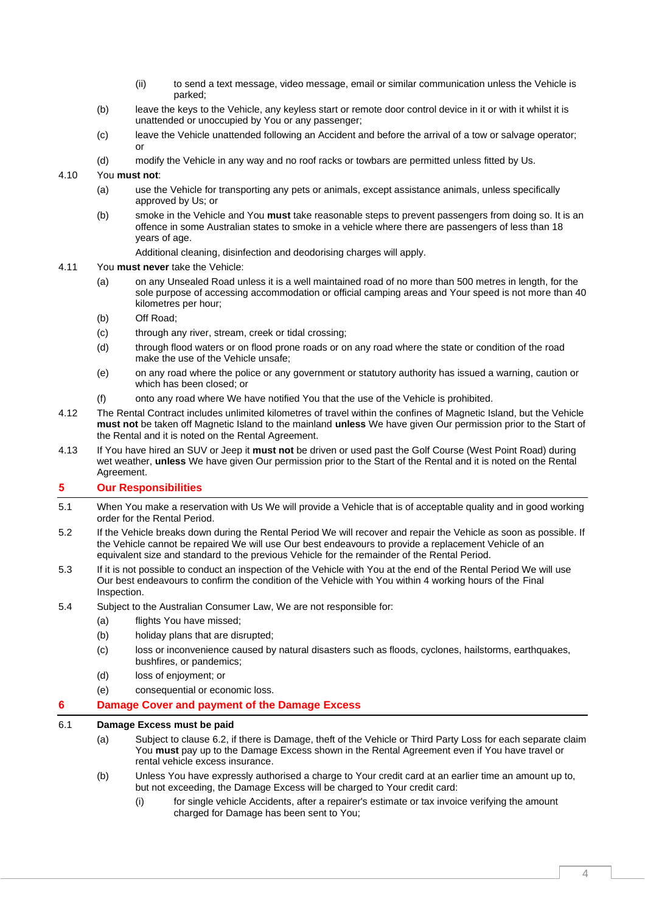(ii) to send a text message, video message, email or similar communication unless the Vehicle is parked;

(b) leave the keys to the Vehicle, any keyless start or remote door control device in it or with it whilst it is unattended or unoccupied by You or any passenger;

(c) leave the Vehicle unattended following an Accident and before the arrival of a tow or salvage operator; or

(d) modify the Vehicle in any way and no roof racks or towbars are permitted unless fitted by Us.

4.10 You **must not**:

(a) use the Vehicle for transporting any pets or animals, except assistance animals, unless specifically approved by Us; or

(b) smoke in the Vehicle and You **must** take reasonable steps to prevent passengers from doing so. It is an offence in some Australian states to smoke in a vehicle where there are passengers of less than 18 years of age.

Additional cleaning, disinfection and deodorising charges will apply.

4.11 You **must never** take the Vehicle:

(a) on any Unsealed Road unless it is a well maintained road of no more than 500 metres in length, for the sole purpose of accessing accommodation or official camping areas and Your speed is not more than 40 kilometres per hour;

(b) Off Road;

(c) through any river, stream, creek or tidal crossing;

(d) through flood waters or on flood prone roads or on any road where the state or condition of the road make the use of the Vehicle unsafe;

(e) on any road where the police or any government or statutory authority has issued a warning, caution or which has been closed; or

(f) onto any road where We have notified You that the use of the Vehicle is prohibited.

4.12 The Rental Contract includes unlimited kilometres of travel within the confines of Magnetic Island, but the Vehicle **must not** be taken off Magnetic Island to the mainland **unless** We have given Our permission prior to the Start of the Rental and it is noted on the Rental Agreement.

4.13 If You have hired an SUV or Jeep it **must not** be driven or used past the Golf Course (West Point Road) during wet weather, **unless** We have given Our permission prior to the Start of the Rental and it is noted on the Rental Agreement.

## 5 Our Responsibilities

5.1 When You make a reservation with Us We will provide a Vehicle that is of acceptable quality and in good working order for the Rental Period.

5.2 If the Vehicle breaks down during the Rental Period We will recover and repair the Vehicle as soon as possible. If the Vehicle cannot be repaired We will use Our best endeavours to provide a replacement Vehicle of an equivalent size and standard to the previous Vehicle for the remainder of the Rental Period.

5.3 If it is not possible to conduct an inspection of the Vehicle with You at the end of the Rental Period We will use Our best endeavours to confirm the condition of the Vehicle with You within 4 working hours of the Final Inspection.

5.4 Subject to the Australian Consumer Law, We are not responsible for:

(a) flights You have missed;

(b) holiday plans that are disrupted;

(c) loss or inconvenience caused by natural disasters such as floods, cyclones, hailstorms, earthquakes, bushfires, or pandemics;

(d) loss of enjoyment; or

(e) consequential or economic loss.

## 6 Damage Cover and payment of the Damage Excess

6.1 **Damage Excess must be paid**

(a) Subject to clause 6.2, if there is Damage, theft of the Vehicle or Third Party Loss for each separate claim You **must** pay up to the Damage Excess shown in the Rental Agreement even if You have travel or rental vehicle excess insurance.

(b) Unless You have expressly authorised a charge to Your credit card at an earlier time an amount up to, but not exceeding, the Damage Excess will be charged to Your credit card:

(i) for single vehicle Accidents, after a repairer's estimate or tax invoice verifying the amount charged for Damage has been sent to You;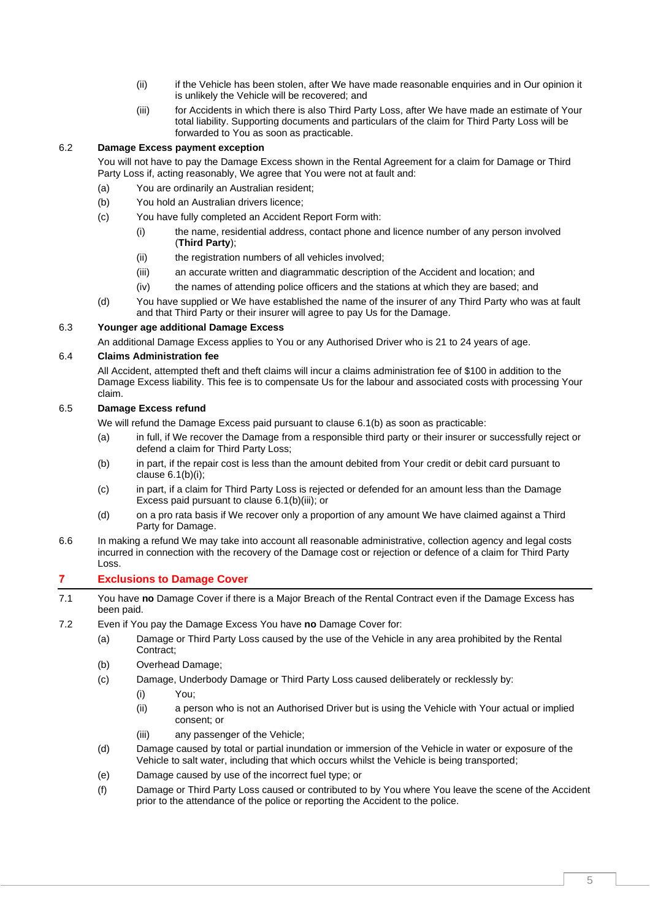(ii) if the Vehicle has been stolen, after We have made reasonable enquiries and in Our opinion it is unlikely the Vehicle will be recovered; and

(iii) for Accidents in which there is also Third Party Loss, after We have made an estimate of Your total liability. Supporting documents and particulars of the claim for Third Party Loss will be forwarded to You as soon as practicable.

### 6.2 Damage Excess payment exception

You will not have to pay the Damage Excess shown in the Rental Agreement for a claim for Damage or Third Party Loss if, acting reasonably, We agree that You were not at fault and:

(a) You are ordinarily an Australian resident;

(b) You hold an Australian drivers licence;

(c) You have fully completed an Accident Report Form with:

- (i) the name, residential address, contact phone and licence number of any person involved (**Third Party**);
- (ii) the registration numbers of all vehicles involved;
- (iii) an accurate written and diagrammatic description of the Accident and location; and
- (iv) the names of attending police officers and the stations at which they are based; and

(d) You have supplied or We have established the name of the insurer of any Third Party who was at fault and that Third Party or their insurer will agree to pay Us for the Damage.

### 6.3 Younger age additional Damage Excess

An additional Damage Excess applies to You or any Authorised Driver who is 21 to 24 years of age.

### 6.4 Claims Administration fee

All Accident, attempted theft and theft claims will incur a claims administration fee of $100 in addition to the Damage Excess liability. This fee is to compensate Us for the labour and associated costs with processing Your claim.

### 6.5 Damage Excess refund

We will refund the Damage Excess paid pursuant to clause 6.1(b) as soon as practicable:

(a) in full, if We recover the Damage from a responsible third party or their insurer or successfully reject or defend a claim for Third Party Loss;

(b) in part, if the repair cost is less than the amount debited from Your credit or debit card pursuant to clause 6.1(b)(i);

(c) in part, if a claim for Third Party Loss is rejected or defended for an amount less than the Damage Excess paid pursuant to clause 6.1(b)(iii); or

(d) on a pro rata basis if We recover only a proportion of any amount We have claimed against a Third Party for Damage.

6.6 In making a refund We may take into account all reasonable administrative, collection agency and legal costs incurred in connection with the recovery of the Damage cost or rejection or defence of a claim for Third Party Loss.

## 7 Exclusions to Damage Cover

7.1 You have **no** Damage Cover if there is a Major Breach of the Rental Contract even if the Damage Excess has been paid.

7.2 Even if You pay the Damage Excess You have **no** Damage Cover for:

(a) Damage or Third Party Loss caused by the use of the Vehicle in any area prohibited by the Rental Contract;

(b) Overhead Damage;

(c) Damage, Underbody Damage or Third Party Loss caused deliberately or recklessly by:

- (i) You;
- (ii) a person who is not an Authorised Driver but is using the Vehicle with Your actual or implied consent; or
- (iii) any passenger of the Vehicle;

(d) Damage caused by total or partial inundation or immersion of the Vehicle in water or exposure of the Vehicle to salt water, including that which occurs whilst the Vehicle is being transported;

(e) Damage caused by use of the incorrect fuel type; or

(f) Damage or Third Party Loss caused or contributed to by You where You leave the scene of the Accident prior to the attendance of the police or reporting the Accident to the police.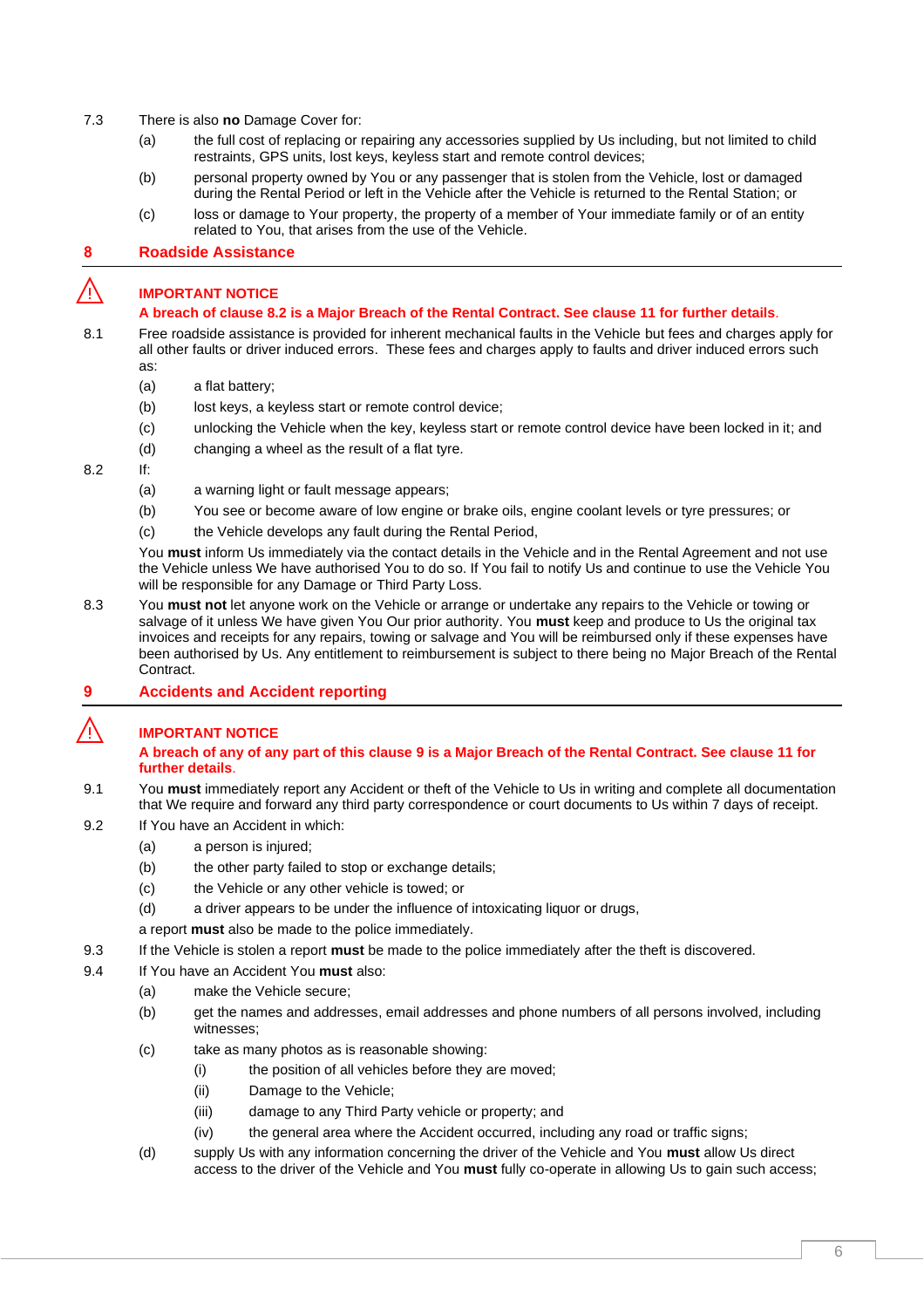7.3 There is also **no** Damage Cover for:

(a) the full cost of replacing or repairing any accessories supplied by Us including, but not limited to child restraints, GPS units, lost keys, keyless start and remote control devices;

(b) personal property owned by You or any passenger that is stolen from the Vehicle, lost or damaged during the Rental Period or left in the Vehicle after the Vehicle is returned to the Rental Station; or

(c) loss or damage to Your property, the property of a member of Your immediate family or of an entity related to You, that arises from the use of the Vehicle.

## 8 Roadside Assistance

⚠ **IMPORTANT NOTICE**

**A breach of clause 8.2 is a Major Breach of the Rental Contract. See clause 11 for further details**.

8.1 Free roadside assistance is provided for inherent mechanical faults in the Vehicle but fees and charges apply for all other faults or driver induced errors. These fees and charges apply to faults and driver induced errors such as:

(a) a flat battery;

(b) lost keys, a keyless start or remote control device;

(c) unlocking the Vehicle when the key, keyless start or remote control device have been locked in it; and

(d) changing a wheel as the result of a flat tyre.

8.2 If:

(a) a warning light or fault message appears;

(b) You see or become aware of low engine or brake oils, engine coolant levels or tyre pressures; or

(c) the Vehicle develops any fault during the Rental Period,

You **must** inform Us immediately via the contact details in the Vehicle and in the Rental Agreement and not use the Vehicle unless We have authorised You to do so. If You fail to notify Us and continue to use the Vehicle You will be responsible for any Damage or Third Party Loss.

8.3 You **must not** let anyone work on the Vehicle or arrange or undertake any repairs to the Vehicle or towing or salvage of it unless We have given You Our prior authority. You **must** keep and produce to Us the original tax invoices and receipts for any repairs, towing or salvage and You will be reimbursed only if these expenses have been authorised by Us. Any entitlement to reimbursement is subject to there being no Major Breach of the Rental Contract.

## 9 Accidents and Accident reporting

⚠ **IMPORTANT NOTICE**

**A breach of any of any part of this clause 9 is a Major Breach of the Rental Contract. See clause 11 for further details**.

9.1 You **must** immediately report any Accident or theft of the Vehicle to Us in writing and complete all documentation that We require and forward any third party correspondence or court documents to Us within 7 days of receipt.

9.2 If You have an Accident in which:

(a) a person is injured;

(b) the other party failed to stop or exchange details;

(c) the Vehicle or any other vehicle is towed; or

(d) a driver appears to be under the influence of intoxicating liquor or drugs,

a report **must** also be made to the police immediately.

9.3 If the Vehicle is stolen a report **must** be made to the police immediately after the theft is discovered.

9.4 If You have an Accident You **must** also:

(a) make the Vehicle secure;

(b) get the names and addresses, email addresses and phone numbers of all persons involved, including witnesses;

(c) take as many photos as is reasonable showing:

  (i) the position of all vehicles before they are moved;

  (ii) Damage to the Vehicle;

  (iii) damage to any Third Party vehicle or property; and

  (iv) the general area where the Accident occurred, including any road or traffic signs;

(d) supply Us with any information concerning the driver of the Vehicle and You **must** allow Us direct access to the driver of the Vehicle and You **must** fully co-operate in allowing Us to gain such access;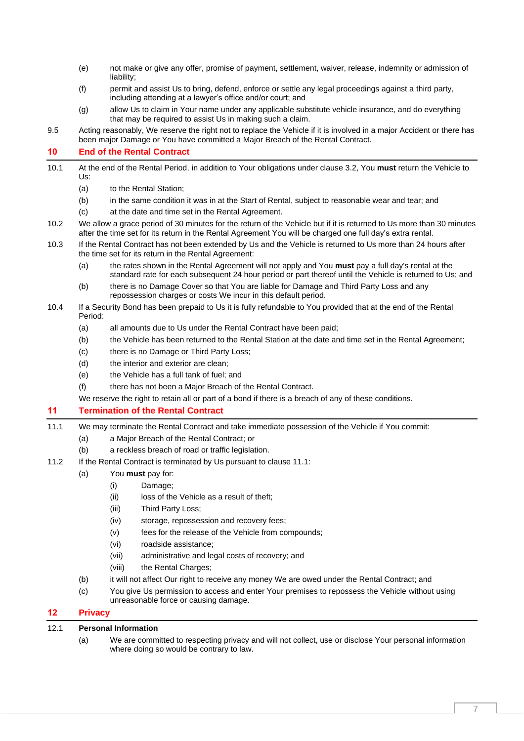(e) not make or give any offer, promise of payment, settlement, waiver, release, indemnity or admission of liability;

(f) permit and assist Us to bring, defend, enforce or settle any legal proceedings against a third party, including attending at a lawyer's office and/or court; and

(g) allow Us to claim in Your name under any applicable substitute vehicle insurance, and do everything that may be required to assist Us in making such a claim.

9.5 Acting reasonably, We reserve the right not to replace the Vehicle if it is involved in a major Accident or there has been major Damage or You have committed a Major Breach of the Rental Contract.

## 10 End of the Rental Contract

10.1 At the end of the Rental Period, in addition to Your obligations under clause 3.2, You **must** return the Vehicle to Us:

(a) to the Rental Station;

(b) in the same condition it was in at the Start of Rental, subject to reasonable wear and tear; and

(c) at the date and time set in the Rental Agreement.

10.2 We allow a grace period of 30 minutes for the return of the Vehicle but if it is returned to Us more than 30 minutes after the time set for its return in the Rental Agreement You will be charged one full day's extra rental.

10.3 If the Rental Contract has not been extended by Us and the Vehicle is returned to Us more than 24 hours after the time set for its return in the Rental Agreement:

(a) the rates shown in the Rental Agreement will not apply and You **must** pay a full day's rental at the standard rate for each subsequent 24 hour period or part thereof until the Vehicle is returned to Us; and

(b) there is no Damage Cover so that You are liable for Damage and Third Party Loss and any repossession charges or costs We incur in this default period.

10.4 If a Security Bond has been prepaid to Us it is fully refundable to You provided that at the end of the Rental Period:

(a) all amounts due to Us under the Rental Contract have been paid;

(b) the Vehicle has been returned to the Rental Station at the date and time set in the Rental Agreement;

(c) there is no Damage or Third Party Loss;

(d) the interior and exterior are clean;

(e) the Vehicle has a full tank of fuel; and

(f) there has not been a Major Breach of the Rental Contract.

We reserve the right to retain all or part of a bond if there is a breach of any of these conditions.

## 11 Termination of the Rental Contract

11.1 We may terminate the Rental Contract and take immediate possession of the Vehicle if You commit:

(a) a Major Breach of the Rental Contract; or

(b) a reckless breach of road or traffic legislation.

11.2 If the Rental Contract is terminated by Us pursuant to clause 11.1:

(a) You **must** pay for:

(i) Damage;

(ii) loss of the Vehicle as a result of theft;

(iii) Third Party Loss;

(iv) storage, repossession and recovery fees;

(v) fees for the release of the Vehicle from compounds;

(vi) roadside assistance;

(vii) administrative and legal costs of recovery; and

(viii) the Rental Charges;

(b) it will not affect Our right to receive any money We are owed under the Rental Contract; and

(c) You give Us permission to access and enter Your premises to repossess the Vehicle without using unreasonable force or causing damage.

## 12 Privacy

12.1 **Personal Information**

(a) We are committed to respecting privacy and will not collect, use or disclose Your personal information where doing so would be contrary to law.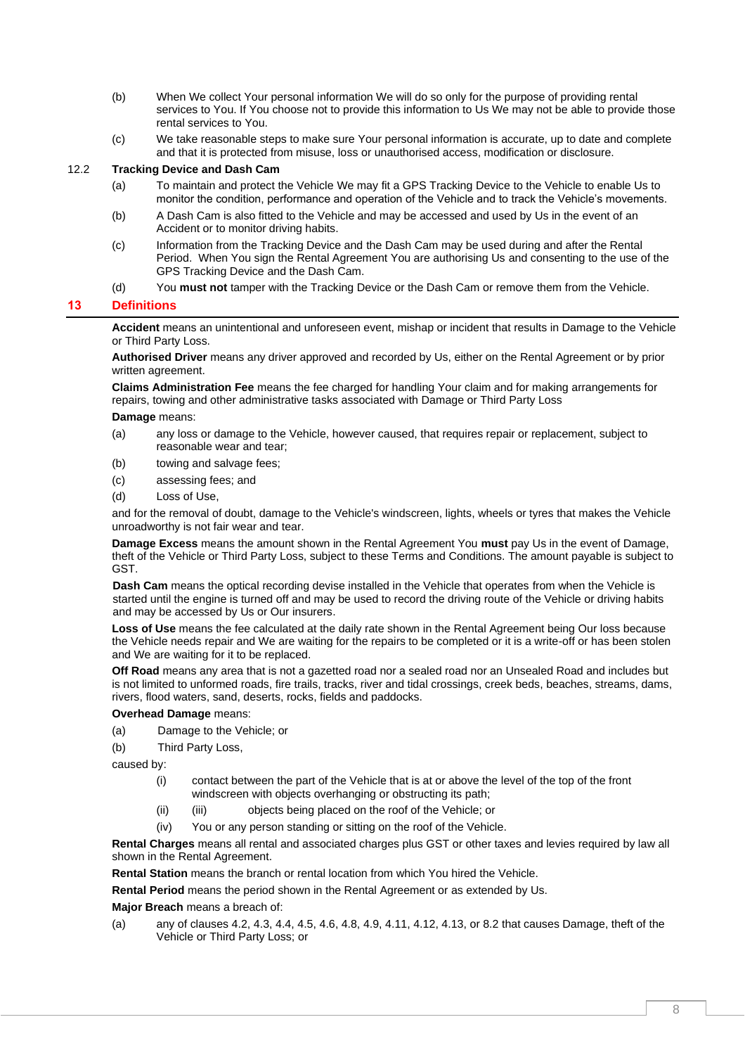(b) When We collect Your personal information We will do so only for the purpose of providing rental services to You. If You choose not to provide this information to Us We may not be able to provide those rental services to You.

(c) We take reasonable steps to make sure Your personal information is accurate, up to date and complete and that it is protected from misuse, loss or unauthorised access, modification or disclosure.

12.2 **Tracking Device and Dash Cam**

(a) To maintain and protect the Vehicle We may fit a GPS Tracking Device to the Vehicle to enable Us to monitor the condition, performance and operation of the Vehicle and to track the Vehicle's movements.

(b) A Dash Cam is also fitted to the Vehicle and may be accessed and used by Us in the event of an Accident or to monitor driving habits.

(c) Information from the Tracking Device and the Dash Cam may be used during and after the Rental Period. When You sign the Rental Agreement You are authorising Us and consenting to the use of the GPS Tracking Device and the Dash Cam.

(d) You **must not** tamper with the Tracking Device or the Dash Cam or remove them from the Vehicle.

## 13 Definitions

**Accident** means an unintentional and unforeseen event, mishap or incident that results in Damage to the Vehicle or Third Party Loss.

**Authorised Driver** means any driver approved and recorded by Us, either on the Rental Agreement or by prior written agreement.

**Claims Administration Fee** means the fee charged for handling Your claim and for making arrangements for repairs, towing and other administrative tasks associated with Damage or Third Party Loss

**Damage** means:

(a) any loss or damage to the Vehicle, however caused, that requires repair or replacement, subject to reasonable wear and tear;

(b) towing and salvage fees;

(c) assessing fees; and

(d) Loss of Use,

and for the removal of doubt, damage to the Vehicle's windscreen, lights, wheels or tyres that makes the Vehicle unroadworthy is not fair wear and tear.

**Damage Excess** means the amount shown in the Rental Agreement You **must** pay Us in the event of Damage, theft of the Vehicle or Third Party Loss, subject to these Terms and Conditions. The amount payable is subject to GST.

**Dash Cam** means the optical recording devise installed in the Vehicle that operates from when the Vehicle is started until the engine is turned off and may be used to record the driving route of the Vehicle or driving habits and may be accessed by Us or Our insurers.

**Loss of Use** means the fee calculated at the daily rate shown in the Rental Agreement being Our loss because the Vehicle needs repair and We are waiting for the repairs to be completed or it is a write-off or has been stolen and We are waiting for it to be replaced.

**Off Road** means any area that is not a gazetted road nor a sealed road nor an Unsealed Road and includes but is not limited to unformed roads, fire trails, tracks, river and tidal crossings, creek beds, beaches, streams, dams, rivers, flood waters, sand, deserts, rocks, fields and paddocks.

**Overhead Damage** means:

(a) Damage to the Vehicle; or

(b) Third Party Loss,

caused by:

(i) contact between the part of the Vehicle that is at or above the level of the top of the front windscreen with objects overhanging or obstructing its path;

(ii) (iii) objects being placed on the roof of the Vehicle; or

(iv) You or any person standing or sitting on the roof of the Vehicle.

**Rental Charges** means all rental and associated charges plus GST or other taxes and levies required by law all shown in the Rental Agreement.

**Rental Station** means the branch or rental location from which You hired the Vehicle.

**Rental Period** means the period shown in the Rental Agreement or as extended by Us.

**Major Breach** means a breach of:

(a) any of clauses 4.2, 4.3, 4.4, 4.5, 4.6, 4.8, 4.9, 4.11, 4.12, 4.13, or 8.2 that causes Damage, theft of the Vehicle or Third Party Loss; or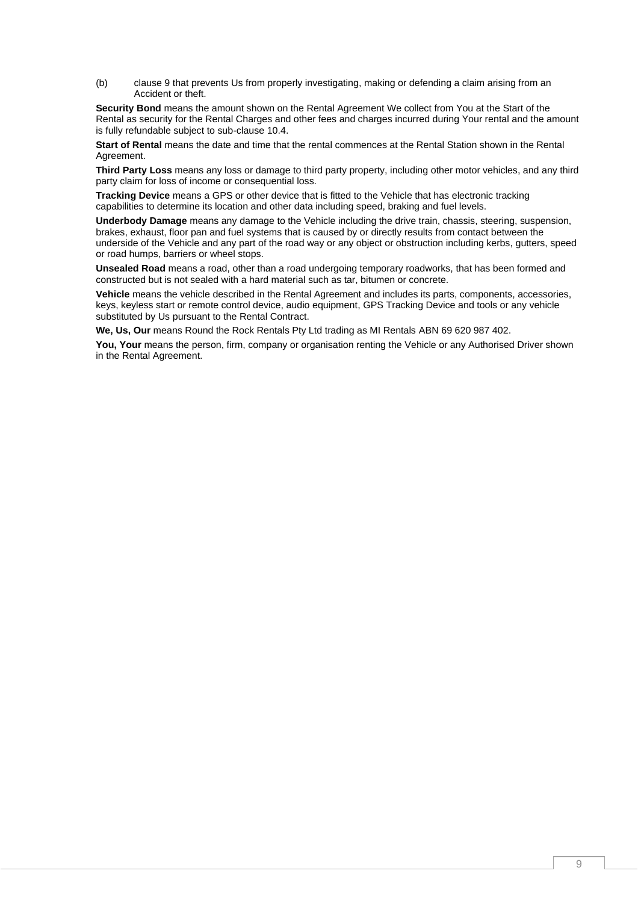(b) clause 9 that prevents Us from properly investigating, making or defending a claim arising from an Accident or theft.

**Security Bond** means the amount shown on the Rental Agreement We collect from You at the Start of the Rental as security for the Rental Charges and other fees and charges incurred during Your rental and the amount is fully refundable subject to sub-clause 10.4.

**Start of Rental** means the date and time that the rental commences at the Rental Station shown in the Rental Agreement.

**Third Party Loss** means any loss or damage to third party property, including other motor vehicles, and any third party claim for loss of income or consequential loss.

**Tracking Device** means a GPS or other device that is fitted to the Vehicle that has electronic tracking capabilities to determine its location and other data including speed, braking and fuel levels.

**Underbody Damage** means any damage to the Vehicle including the drive train, chassis, steering, suspension, brakes, exhaust, floor pan and fuel systems that is caused by or directly results from contact between the underside of the Vehicle and any part of the road way or any object or obstruction including kerbs, gutters, speed or road humps, barriers or wheel stops.

**Unsealed Road** means a road, other than a road undergoing temporary roadworks, that has been formed and constructed but is not sealed with a hard material such as tar, bitumen or concrete.

**Vehicle** means the vehicle described in the Rental Agreement and includes its parts, components, accessories, keys, keyless start or remote control device, audio equipment, GPS Tracking Device and tools or any vehicle substituted by Us pursuant to the Rental Contract.

**We, Us, Our** means Round the Rock Rentals Pty Ltd trading as MI Rentals ABN 69 620 987 402.

**You, Your** means the person, firm, company or organisation renting the Vehicle or any Authorised Driver shown in the Rental Agreement.